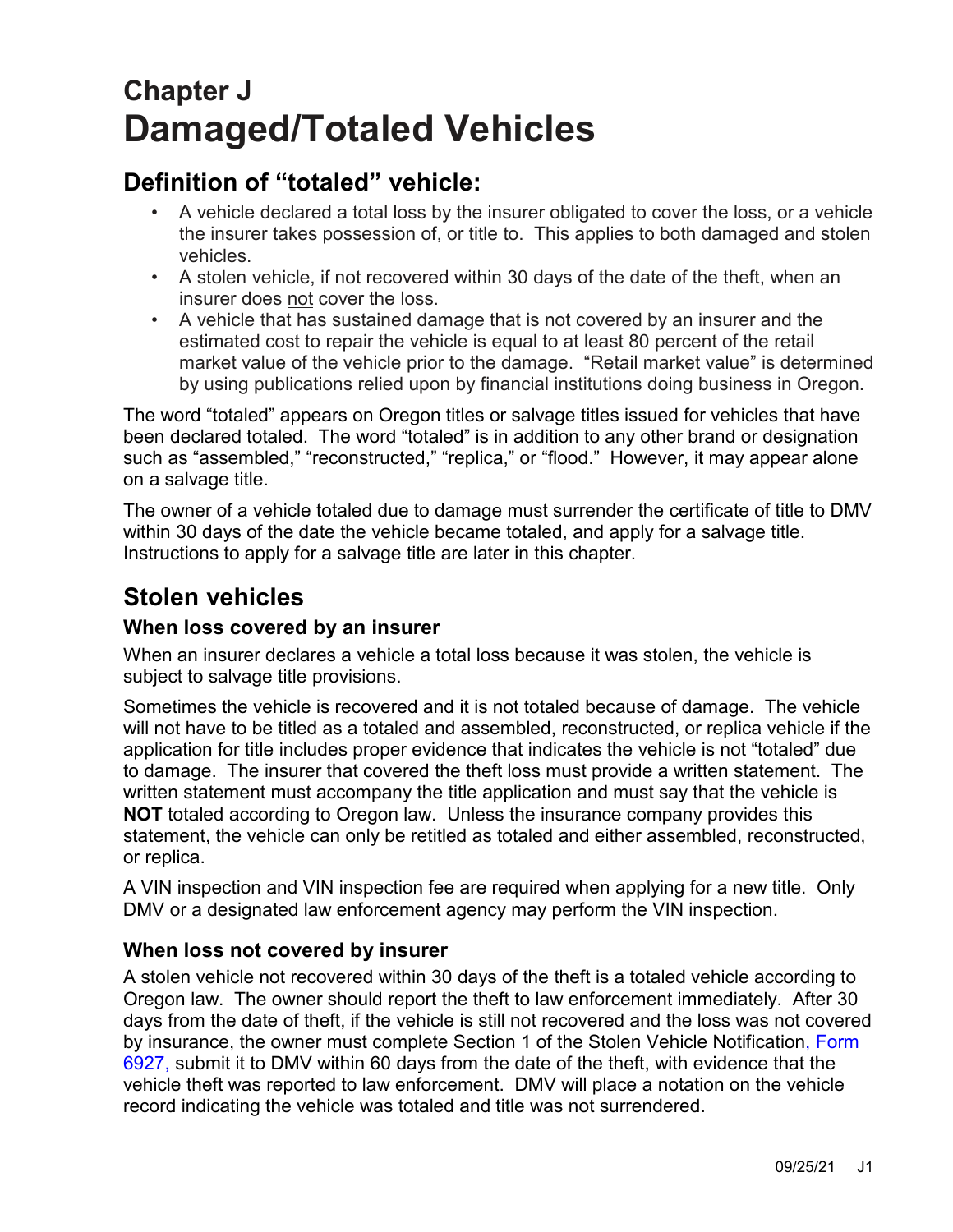# Chapter J
# Damaged/Totaled Vehicles

## Definition of "totaled" vehicle:

- A vehicle declared a total loss by the insurer obligated to cover the loss, or a vehicle the insurer takes possession of, or title to. This applies to both damaged and stolen vehicles.
- A stolen vehicle, if not recovered within 30 days of the date of the theft, when an insurer does not cover the loss.
- A vehicle that has sustained damage that is not covered by an insurer and the estimated cost to repair the vehicle is equal to at least 80 percent of the retail market value of the vehicle prior to the damage. "Retail market value" is determined by using publications relied upon by financial institutions doing business in Oregon.

The word "totaled" appears on Oregon titles or salvage titles issued for vehicles that have been declared totaled. The word "totaled" is in addition to any other brand or designation such as "assembled," "reconstructed," "replica," or "flood." However, it may appear alone on a salvage title.

The owner of a vehicle totaled due to damage must surrender the certificate of title to DMV within 30 days of the date the vehicle became totaled, and apply for a salvage title. Instructions to apply for a salvage title are later in this chapter.

## Stolen vehicles

### When loss covered by an insurer

When an insurer declares a vehicle a total loss because it was stolen, the vehicle is subject to salvage title provisions.

Sometimes the vehicle is recovered and it is not totaled because of damage. The vehicle will not have to be titled as a totaled and assembled, reconstructed, or replica vehicle if the application for title includes proper evidence that indicates the vehicle is not "totaled" due to damage. The insurer that covered the theft loss must provide a written statement. The written statement must accompany the title application and must say that the vehicle is **NOT** totaled according to Oregon law. Unless the insurance company provides this statement, the vehicle can only be retitled as totaled and either assembled, reconstructed, or replica.

A VIN inspection and VIN inspection fee are required when applying for a new title. Only DMV or a designated law enforcement agency may perform the VIN inspection.

### When loss not covered by insurer

A stolen vehicle not recovered within 30 days of the theft is a totaled vehicle according to Oregon law. The owner should report the theft to law enforcement immediately. After 30 days from the date of theft, if the vehicle is still not recovered and the loss was not covered by insurance, the owner must complete Section 1 of the Stolen Vehicle Notification, Form 6927, submit it to DMV within 60 days from the date of the theft, with evidence that the vehicle theft was reported to law enforcement. DMV will place a notation on the vehicle record indicating the vehicle was totaled and title was not surrendered.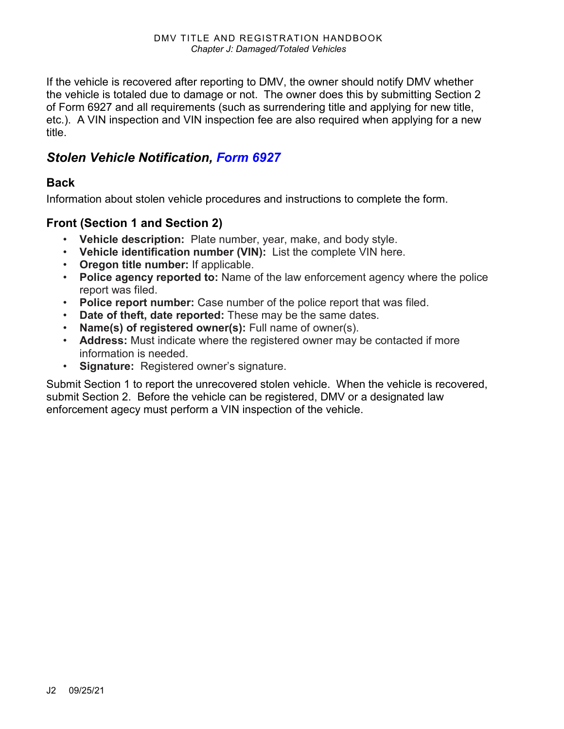If the vehicle is recovered after reporting to DMV, the owner should notify DMV whether the vehicle is totaled due to damage or not. The owner does this by submitting Section 2 of Form 6927 and all requirements (such as surrendering title and applying for new title, etc.). A VIN inspection and VIN inspection fee are also required when applying for a new title.

## *Stolen Vehicle Notification, Form 6927*

### Back

Information about stolen vehicle procedures and instructions to complete the form.

### Front (Section 1 and Section 2)

- **Vehicle description:** Plate number, year, make, and body style.
- **Vehicle identification number (VIN):** List the complete VIN here.
- **Oregon title number:** If applicable.
- **Police agency reported to:** Name of the law enforcement agency where the police report was filed.
- **Police report number:** Case number of the police report that was filed.
- **Date of theft, date reported:** These may be the same dates.
- **Name(s) of registered owner(s):** Full name of owner(s).
- **Address:** Must indicate where the registered owner may be contacted if more information is needed.
- **Signature:** Registered owner's signature.

Submit Section 1 to report the unrecovered stolen vehicle. When the vehicle is recovered, submit Section 2. Before the vehicle can be registered, DMV or a designated law enforcement agecy must perform a VIN inspection of the vehicle.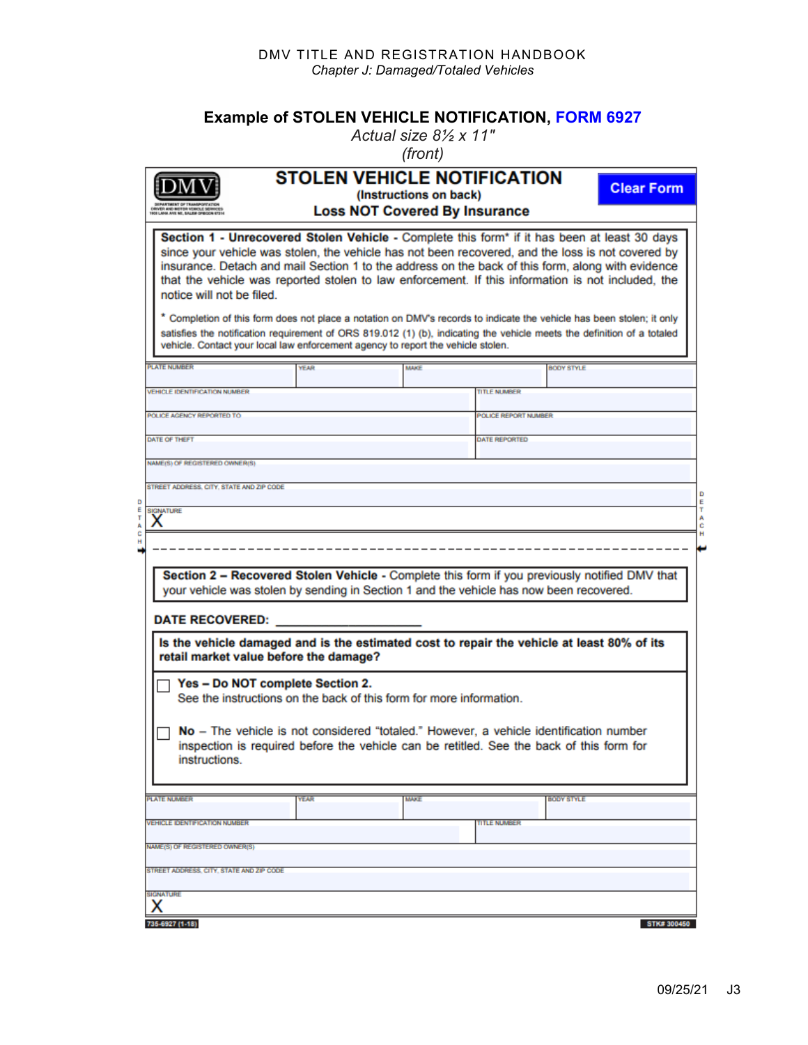## Example of STOLEN VEHICLE NOTIFICATION, FORM 6927

*Actual size 8½ x 11"*
*(front)*

DMV
DEPARTMENT OF TRANSPORTATION
DRIVER AND MOTOR VEHICLE SERVICES
1905 LANA AVE NE, SALEM OREGON 97314

# STOLEN VEHICLE NOTIFICATION

**(Instructions on back)**

**Loss NOT Covered By Insurance**

Clear Form

**Section 1 - Unrecovered Stolen Vehicle -** Complete this form* if it has been at least 30 days since your vehicle was stolen, the vehicle has not been recovered, and the loss is not covered by insurance. Detach and mail Section 1 to the address on the back of this form, along with evidence that the vehicle was reported stolen to law enforcement. If this information is not included, the notice will not be filed.

* Completion of this form does not place a notation on DMV's records to indicate the vehicle has been stolen; it only satisfies the notification requirement of ORS 819.012 (1) (b), indicating the vehicle meets the definition of a totaled vehicle. Contact your local law enforcement agency to report the vehicle stolen.

| PLATE NUMBER | YEAR | MAKE | BODY STYLE |
|---|---|---|---|
| VEHICLE IDENTIFICATION NUMBER | | TITLE NUMBER | |
| POLICE AGENCY REPORTED TO | | POLICE REPORT NUMBER | |
| DATE OF THEFT | | DATE REPORTED | |
| NAME(S) OF REGISTERED OWNER(S) | | | |
| STREET ADDRESS, CITY, STATE AND ZIP CODE | | | |
| SIGNATURE X | | | |

DETACH — — — — — — — — — — — — — — — — — — — — — — DETACH

**Section 2 – Recovered Stolen Vehicle -** Complete this form if you previously notified DMV that your vehicle was stolen by sending in Section 1 and the vehicle has now been recovered.

**DATE RECOVERED:** ____________________

**Is the vehicle damaged and is the estimated cost to repair the vehicle at least 80% of its retail market value before the damage?**

☐ **Yes – Do NOT complete Section 2.**
See the instructions on the back of this form for more information.

☐ **No** – The vehicle is not considered "totaled." However, a vehicle identification number inspection is required before the vehicle can be retitled. See the back of this form for instructions.

| PLATE NUMBER | YEAR | MAKE | BODY STYLE |
|---|---|---|---|
| VEHICLE IDENTIFICATION NUMBER | | TITLE NUMBER | |
| NAME(S) OF REGISTERED OWNER(S) | | | |
| STREET ADDRESS, CITY, STATE AND ZIP CODE | | | |
| SIGNATURE X | | | |

735-6927 (1-18) STK# 300450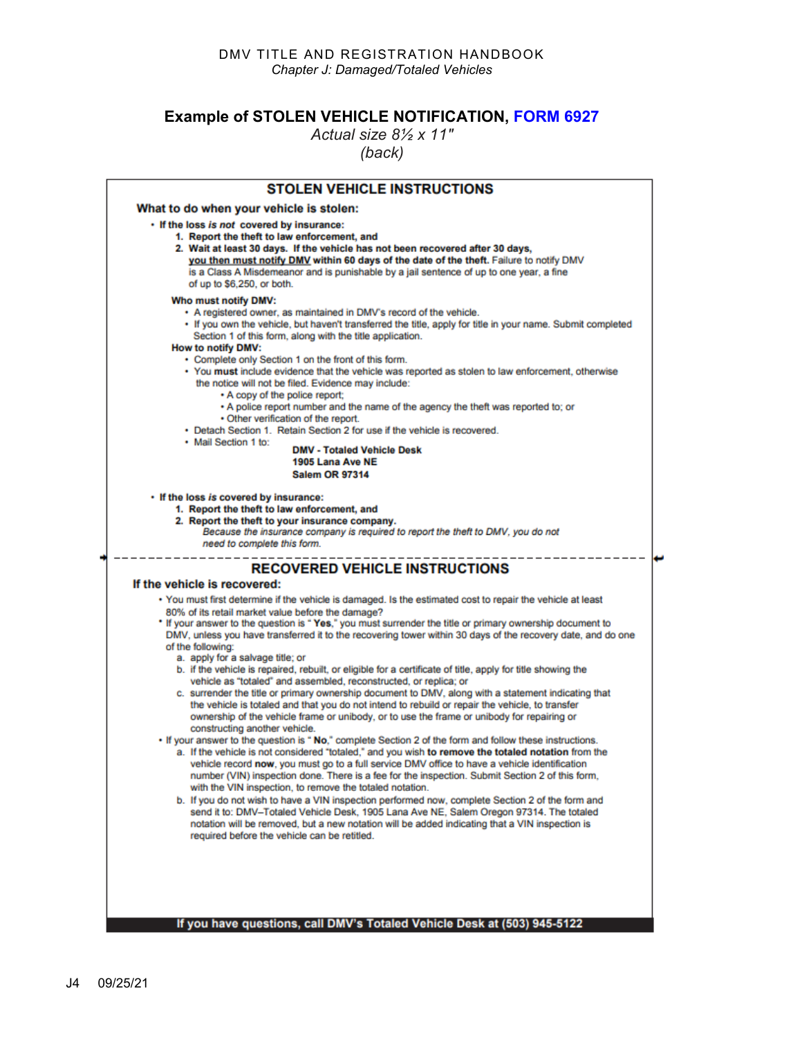## Example of STOLEN VEHICLE NOTIFICATION, FORM 6927

*Actual size 8½ x 11"*
*(back)*

### STOLEN VEHICLE INSTRUCTIONS

**What to do when your vehicle is stolen:**

- **If the loss *is not* covered by insurance:**
  1. **Report the theft to law enforcement, and**
  2. **Wait at least 30 days. If the vehicle has not been recovered after 30 days, you then must notify DMV within 60 days of the date of the theft.** Failure to notify DMV is a Class A Misdemeanor and is punishable by a jail sentence of up to one year, a fine of up to $6,250, or both.

  **Who must notify DMV:**
  - A registered owner, as maintained in DMV's record of the vehicle.
  - If you own the vehicle, but haven't transferred the title, apply for title in your name. Submit completed Section 1 of this form, along with the title application.

  **How to notify DMV:**
  - Complete only Section 1 on the front of this form.
  - You **must** include evidence that the vehicle was reported as stolen to law enforcement, otherwise the notice will not be filed. Evidence may include:
    - A copy of the police report;
    - A police report number and the name of the agency the theft was reported to; or
    - Other verification of the report.
  - Detach Section 1. Retain Section 2 for use if the vehicle is recovered.
  - Mail Section 1 to:

    **DMV - Totaled Vehicle Desk**
    **1905 Lana Ave NE**
    **Salem OR 97314**

- **If the loss *is* covered by insurance:**
  1. **Report the theft to law enforcement, and**
  2. **Report the theft to your insurance company.**
     *Because the insurance company is required to report the theft to DMV, you do not need to complete this form.*

---

### RECOVERED VEHICLE INSTRUCTIONS

**If the vehicle is recovered:**

- You must first determine if the vehicle is damaged. Is the estimated cost to repair the vehicle at least 80% of its retail market value before the damage?
- If your answer to the question is " **Yes**," you must surrender the title or primary ownership document to DMV, unless you have transferred it to the recovering tower within 30 days of the recovery date, and do one of the following:
  a. apply for a salvage title; or
  b. if the vehicle is repaired, rebuilt, or eligible for a certificate of title, apply for title showing the vehicle as "totaled" and assembled, reconstructed, or replica; or
  c. surrender the title or primary ownership document to DMV, along with a statement indicating that the vehicle is totaled and that you do not intend to rebuild or repair the vehicle, to transfer ownership of the vehicle frame or unibody, or to use the frame or unibody for repairing or constructing another vehicle.
- If your answer to the question is " **No**," complete Section 2 of the form and follow these instructions.
  a. If the vehicle is not considered "totaled," and you wish **to remove the totaled notation** from the vehicle record **now**, you must go to a full service DMV office to have a vehicle identification number (VIN) inspection done. There is a fee for the inspection. Submit Section 2 of this form, with the VIN inspection, to remove the totaled notation.
  b. If you do not wish to have a VIN inspection performed now, complete Section 2 of the form and send it to: DMV–Totaled Vehicle Desk, 1905 Lana Ave NE, Salem Oregon 97314. The totaled notation will be removed, but a new notation will be added indicating that a VIN inspection is required before the vehicle can be retitled.

**If you have questions, call DMV's Totaled Vehicle Desk at (503) 945-5122**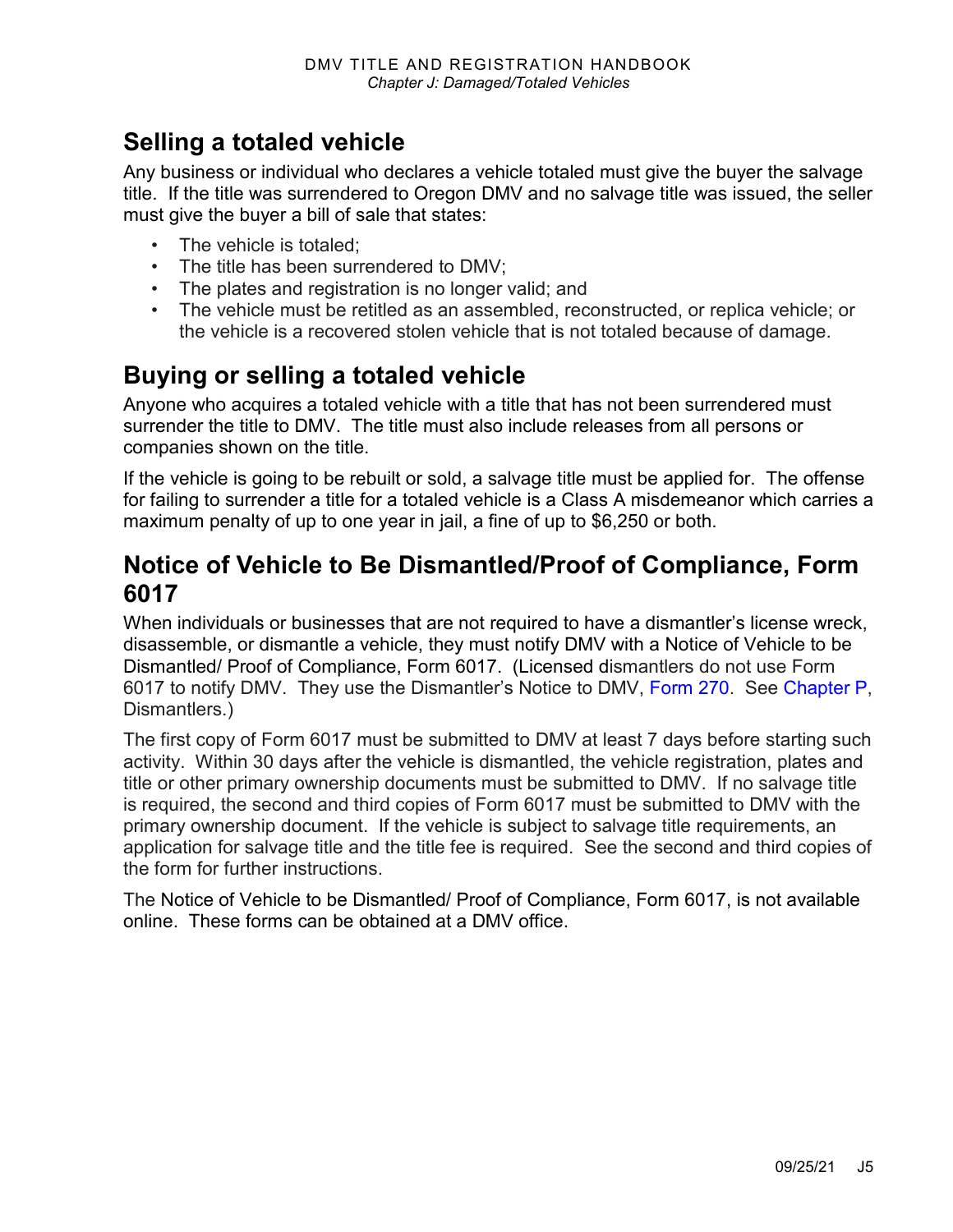## Selling a totaled vehicle

Any business or individual who declares a vehicle totaled must give the buyer the salvage title. If the title was surrendered to Oregon DMV and no salvage title was issued, the seller must give the buyer a bill of sale that states:

- The vehicle is totaled;
- The title has been surrendered to DMV;
- The plates and registration is no longer valid; and
- The vehicle must be retitled as an assembled, reconstructed, or replica vehicle; or the vehicle is a recovered stolen vehicle that is not totaled because of damage.

## Buying or selling a totaled vehicle

Anyone who acquires a totaled vehicle with a title that has not been surrendered must surrender the title to DMV. The title must also include releases from all persons or companies shown on the title.

If the vehicle is going to be rebuilt or sold, a salvage title must be applied for. The offense for failing to surrender a title for a totaled vehicle is a Class A misdemeanor which carries a maximum penalty of up to one year in jail, a fine of up to $6,250 or both.

## Notice of Vehicle to Be Dismantled/Proof of Compliance, Form 6017

When individuals or businesses that are not required to have a dismantler's license wreck, disassemble, or dismantle a vehicle, they must notify DMV with a Notice of Vehicle to be Dismantled/ Proof of Compliance, Form 6017. (Licensed dismantlers do not use Form 6017 to notify DMV. They use the Dismantler's Notice to DMV, Form 270. See Chapter P, Dismantlers.)

The first copy of Form 6017 must be submitted to DMV at least 7 days before starting such activity. Within 30 days after the vehicle is dismantled, the vehicle registration, plates and title or other primary ownership documents must be submitted to DMV. If no salvage title is required, the second and third copies of Form 6017 must be submitted to DMV with the primary ownership document. If the vehicle is subject to salvage title requirements, an application for salvage title and the title fee is required. See the second and third copies of the form for further instructions.

The Notice of Vehicle to be Dismantled/ Proof of Compliance, Form 6017, is not available online. These forms can be obtained at a DMV office.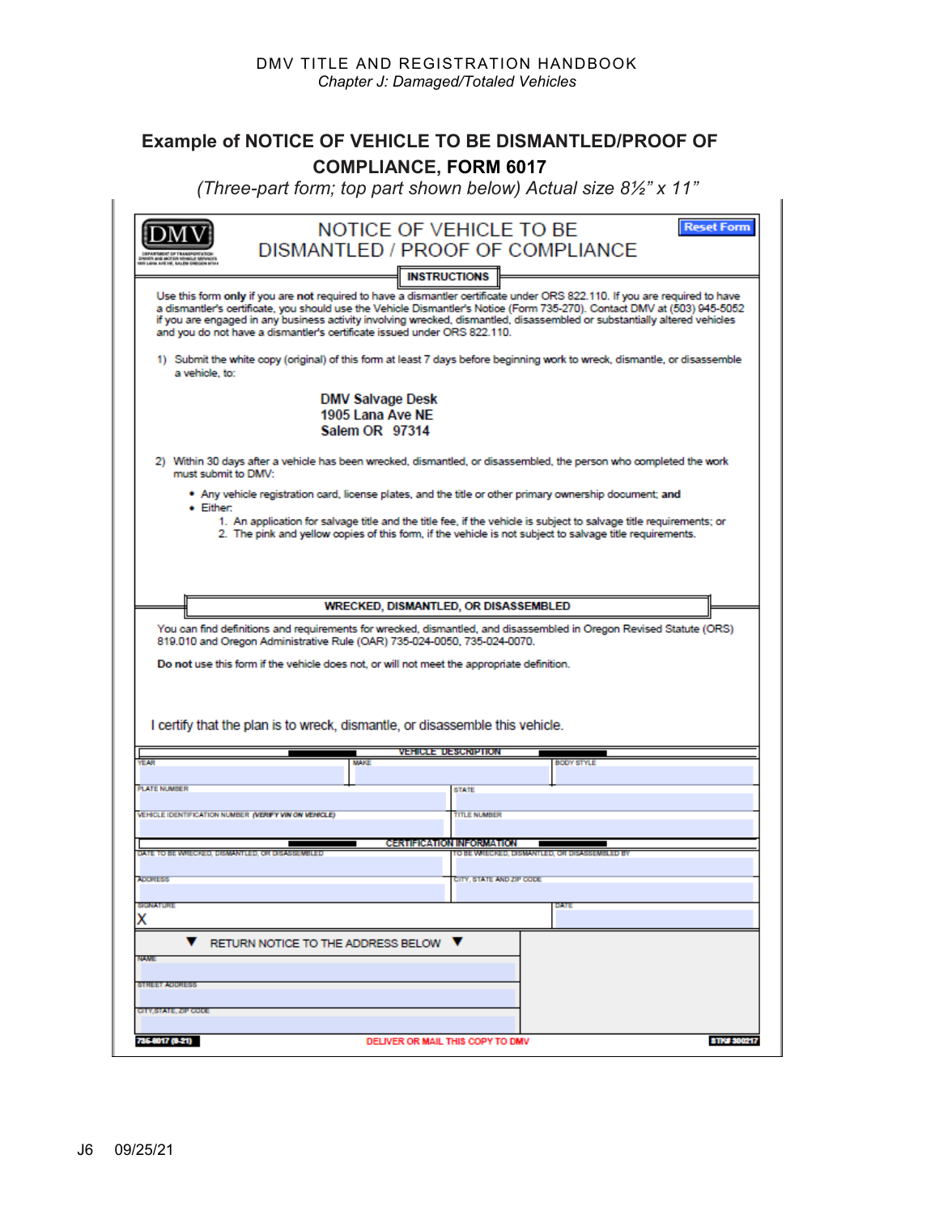## Example of NOTICE OF VEHICLE TO BE DISMANTLED/PROOF OF COMPLIANCE, FORM 6017

*(Three-part form; top part shown below) Actual size 8½" x 11"*

DMV
DEPARTMENT OF TRANSPORTATION
DRIVER AND MOTOR VEHICLE SERVICES
1905 LANA AVE NE, SALEM OREGON 97314

# NOTICE OF VEHICLE TO BE DISMANTLED / PROOF OF COMPLIANCE

Reset Form

### INSTRUCTIONS

Use this form **only** if you are **not** required to have a dismantler certificate under ORS 822.110. If you are required to have a dismantler's certificate, you should use the Vehicle Dismantler's Notice (Form 735-270). Contact DMV at (503) 945-5052 if you are engaged in any business activity involving wrecked, dismantled, disassembled or substantially altered vehicles and you do not have a dismantler's certificate issued under ORS 822.110.

1) Submit the white copy (original) of this form at least 7 days before beginning work to wreck, dismantle, or disassemble a vehicle, to:

   DMV Salvage Desk
   1905 Lana Ave NE
   Salem OR 97314

2) Within 30 days after a vehicle has been wrecked, dismantled, or disassembled, the person who completed the work must submit to DMV:

   - Any vehicle registration card, license plates, and the title or other primary ownership document; **and**
   - Either:
     1. An application for salvage title and the title fee, if the vehicle is subject to salvage title requirements; or
     2. The pink and yellow copies of this form, if the vehicle is not subject to salvage title requirements.

### WRECKED, DISMANTLED, OR DISASSEMBLED

You can find definitions and requirements for wrecked, dismantled, and disassembled in Oregon Revised Statute (ORS) 819.010 and Oregon Administrative Rule (OAR) 735-024-0050, 735-024-0070.

**Do not** use this form if the vehicle does not, or will not meet the appropriate definition.

I certify that the plan is to wreck, dismantle, or disassemble this vehicle.

**VEHICLE DESCRIPTION**

| YEAR | MAKE | BODY STYLE |
|---|---|---|
| | | |

| PLATE NUMBER | STATE |
|---|---|
| | |

| VEHICLE IDENTIFICATION NUMBER *(VERIFY VIN ON VEHICLE)* | TITLE NUMBER |
|---|---|
| | |

**CERTIFICATION INFORMATION**

| DATE TO BE WRECKED, DISMANTLED, OR DISASSEMBLED | TO BE WRECKED, DISMANTLED, OR DISASSEMBLED BY |
|---|---|
| | |

| ADDRESS | CITY, STATE AND ZIP CODE |
|---|---|
| | |

| SIGNATURE | DATE |
|---|---|
| X | |

▼ RETURN NOTICE TO THE ADDRESS BELOW ▼

| NAME |
|---|
| |
| **STREET ADDRESS** |
| |
| **CITY, STATE, ZIP CODE** |
| |

735-6017 (9-21) DELIVER OR MAIL THIS COPY TO DMV STK# 300217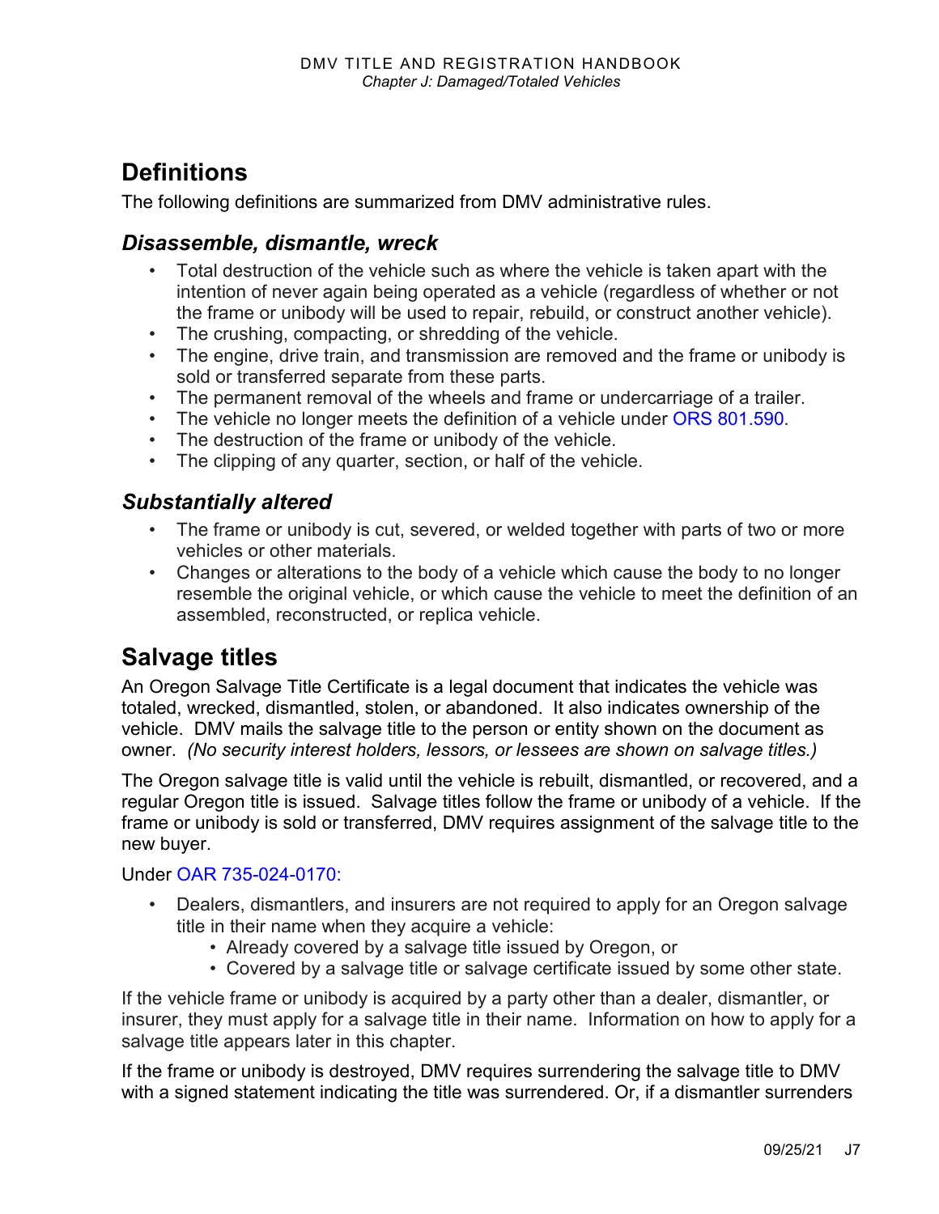## Definitions

The following definitions are summarized from DMV administrative rules.

### *Disassemble, dismantle, wreck*

- Total destruction of the vehicle such as where the vehicle is taken apart with the intention of never again being operated as a vehicle (regardless of whether or not the frame or unibody will be used to repair, rebuild, or construct another vehicle).
- The crushing, compacting, or shredding of the vehicle.
- The engine, drive train, and transmission are removed and the frame or unibody is sold or transferred separate from these parts.
- The permanent removal of the wheels and frame or undercarriage of a trailer.
- The vehicle no longer meets the definition of a vehicle under ORS 801.590.
- The destruction of the frame or unibody of the vehicle.
- The clipping of any quarter, section, or half of the vehicle.

### *Substantially altered*

- The frame or unibody is cut, severed, or welded together with parts of two or more vehicles or other materials.
- Changes or alterations to the body of a vehicle which cause the body to no longer resemble the original vehicle, or which cause the vehicle to meet the definition of an assembled, reconstructed, or replica vehicle.

## Salvage titles

An Oregon Salvage Title Certificate is a legal document that indicates the vehicle was totaled, wrecked, dismantled, stolen, or abandoned. It also indicates ownership of the vehicle. DMV mails the salvage title to the person or entity shown on the document as owner. *(No security interest holders, lessors, or lessees are shown on salvage titles.)*

The Oregon salvage title is valid until the vehicle is rebuilt, dismantled, or recovered, and a regular Oregon title is issued. Salvage titles follow the frame or unibody of a vehicle. If the frame or unibody is sold or transferred, DMV requires assignment of the salvage title to the new buyer.

Under OAR 735-024-0170:

- Dealers, dismantlers, and insurers are not required to apply for an Oregon salvage title in their name when they acquire a vehicle:
  - Already covered by a salvage title issued by Oregon, or
  - Covered by a salvage title or salvage certificate issued by some other state.

If the vehicle frame or unibody is acquired by a party other than a dealer, dismantler, or insurer, they must apply for a salvage title in their name. Information on how to apply for a salvage title appears later in this chapter.

If the frame or unibody is destroyed, DMV requires surrendering the salvage title to DMV with a signed statement indicating the title was surrendered. Or, if a dismantler surrenders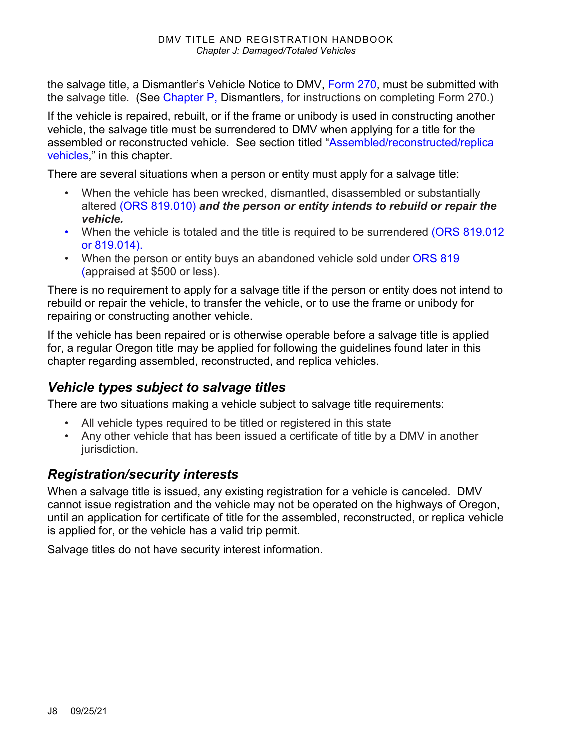the salvage title, a Dismantler's Vehicle Notice to DMV, Form 270, must be submitted with the salvage title. (See Chapter P, Dismantlers, for instructions on completing Form 270.)

If the vehicle is repaired, rebuilt, or if the frame or unibody is used in constructing another vehicle, the salvage title must be surrendered to DMV when applying for a title for the assembled or reconstructed vehicle. See section titled "Assembled/reconstructed/replica vehicles," in this chapter.

There are several situations when a person or entity must apply for a salvage title:

- When the vehicle has been wrecked, dismantled, disassembled or substantially altered (ORS 819.010) ***and the person or entity intends to rebuild or repair the vehicle.***
- When the vehicle is totaled and the title is required to be surrendered (ORS 819.012 or 819.014).
- When the person or entity buys an abandoned vehicle sold under ORS 819 (appraised at $500 or less).

There is no requirement to apply for a salvage title if the person or entity does not intend to rebuild or repair the vehicle, to transfer the vehicle, or to use the frame or unibody for repairing or constructing another vehicle.

If the vehicle has been repaired or is otherwise operable before a salvage title is applied for, a regular Oregon title may be applied for following the guidelines found later in this chapter regarding assembled, reconstructed, and replica vehicles.

## *Vehicle types subject to salvage titles*

There are two situations making a vehicle subject to salvage title requirements:

- All vehicle types required to be titled or registered in this state
- Any other vehicle that has been issued a certificate of title by a DMV in another jurisdiction.

## *Registration/security interests*

When a salvage title is issued, any existing registration for a vehicle is canceled. DMV cannot issue registration and the vehicle may not be operated on the highways of Oregon, until an application for certificate of title for the assembled, reconstructed, or replica vehicle is applied for, or the vehicle has a valid trip permit.

Salvage titles do not have security interest information.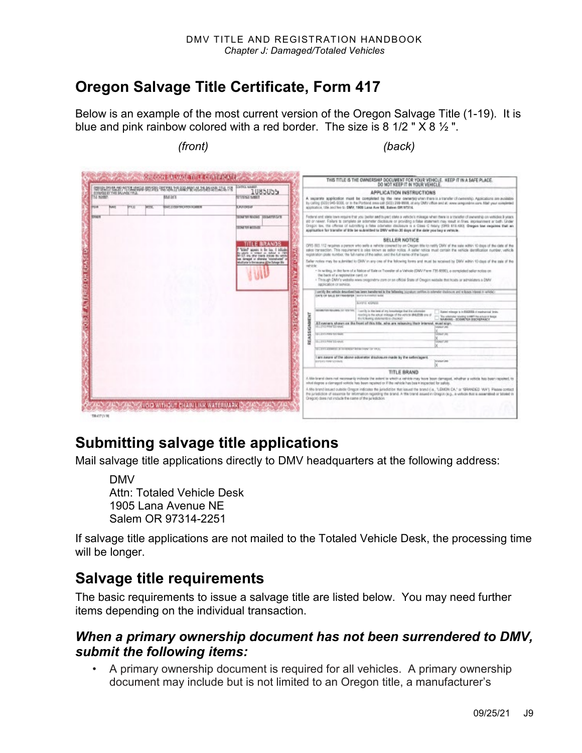## Oregon Salvage Title Certificate, Form 417

Below is an example of the most current version of the Oregon Salvage Title (1-19). It is blue and pink rainbow colored with a red border. The size is 8 1/2 " X 8 ½ ".

*(front)* *(back)*

## Submitting salvage title applications

Mail salvage title applications directly to DMV headquarters at the following address:

DMV
Attn: Totaled Vehicle Desk
1905 Lana Avenue NE
Salem OR 97314-2251

If salvage title applications are not mailed to the Totaled Vehicle Desk, the processing time will be longer.

## Salvage title requirements

The basic requirements to issue a salvage title are listed below. You may need further items depending on the individual transaction.

### *When a primary ownership document has not been surrendered to DMV, submit the following items:*

- A primary ownership document is required for all vehicles. A primary ownership document may include but is not limited to an Oregon title, a manufacturer's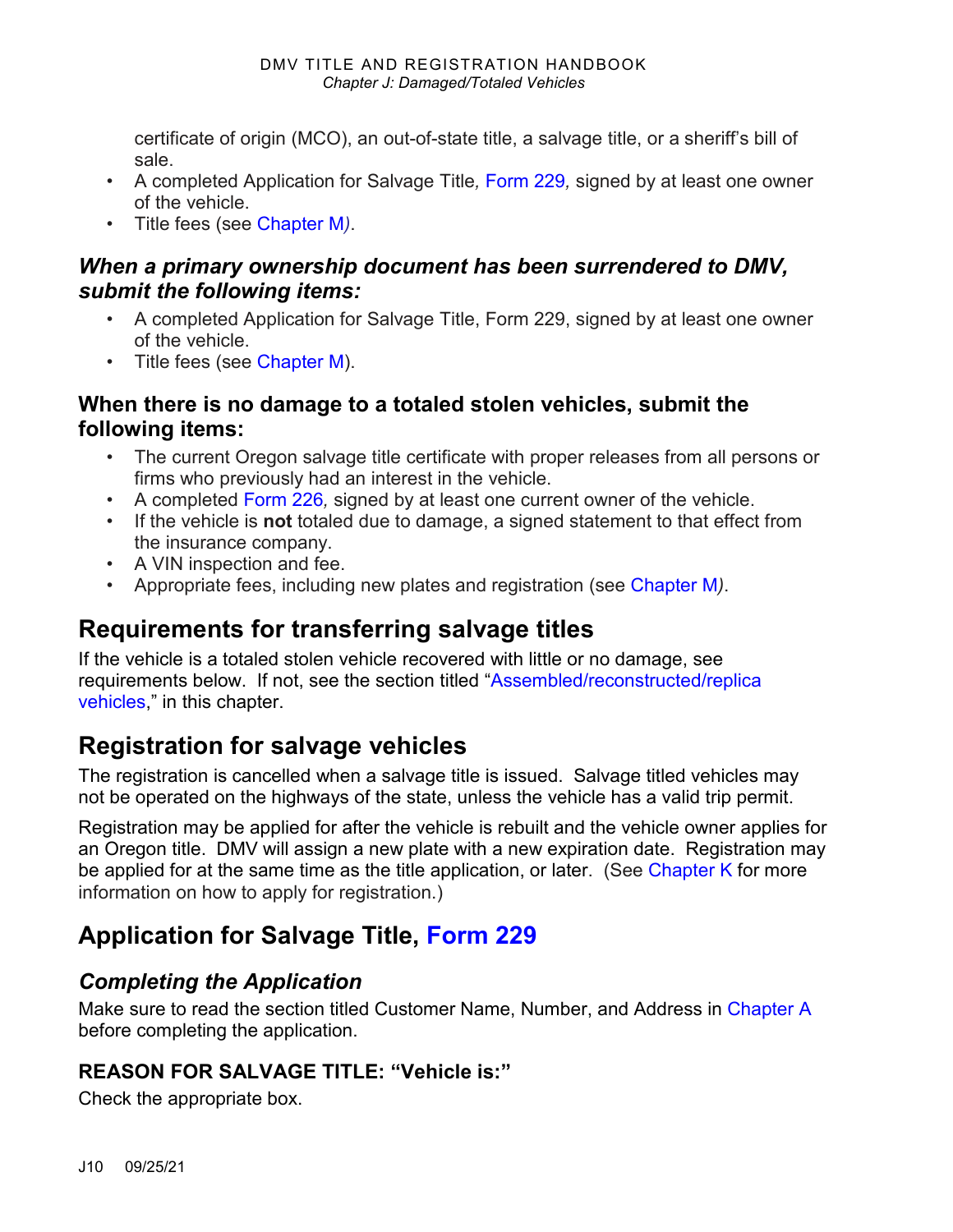certificate of origin (MCO), an out-of-state title, a salvage title, or a sheriff's bill of sale.
- A completed Application for Salvage Title*,* Form 229*,* signed by at least one owner of the vehicle.
- Title fees (see Chapter M*)*.

### *When a primary ownership document has been surrendered to DMV, submit the following items:*

- A completed Application for Salvage Title, Form 229, signed by at least one owner of the vehicle.
- Title fees (see Chapter M).

### When there is no damage to a totaled stolen vehicles, submit the following items:

- The current Oregon salvage title certificate with proper releases from all persons or firms who previously had an interest in the vehicle.
- A completed Form 226*,* signed by at least one current owner of the vehicle.
- If the vehicle is **not** totaled due to damage, a signed statement to that effect from the insurance company.
- A VIN inspection and fee.
- Appropriate fees, including new plates and registration (see Chapter M*)*.

## Requirements for transferring salvage titles

If the vehicle is a totaled stolen vehicle recovered with little or no damage, see requirements below. If not, see the section titled "Assembled/reconstructed/replica vehicles," in this chapter.

## Registration for salvage vehicles

The registration is cancelled when a salvage title is issued. Salvage titled vehicles may not be operated on the highways of the state, unless the vehicle has a valid trip permit.

Registration may be applied for after the vehicle is rebuilt and the vehicle owner applies for an Oregon title. DMV will assign a new plate with a new expiration date. Registration may be applied for at the same time as the title application, or later. (See Chapter K for more information on how to apply for registration.)

## Application for Salvage Title, Form 229

### *Completing the Application*

Make sure to read the section titled Customer Name, Number, and Address in Chapter A before completing the application.

#### REASON FOR SALVAGE TITLE: "Vehicle is:"

Check the appropriate box.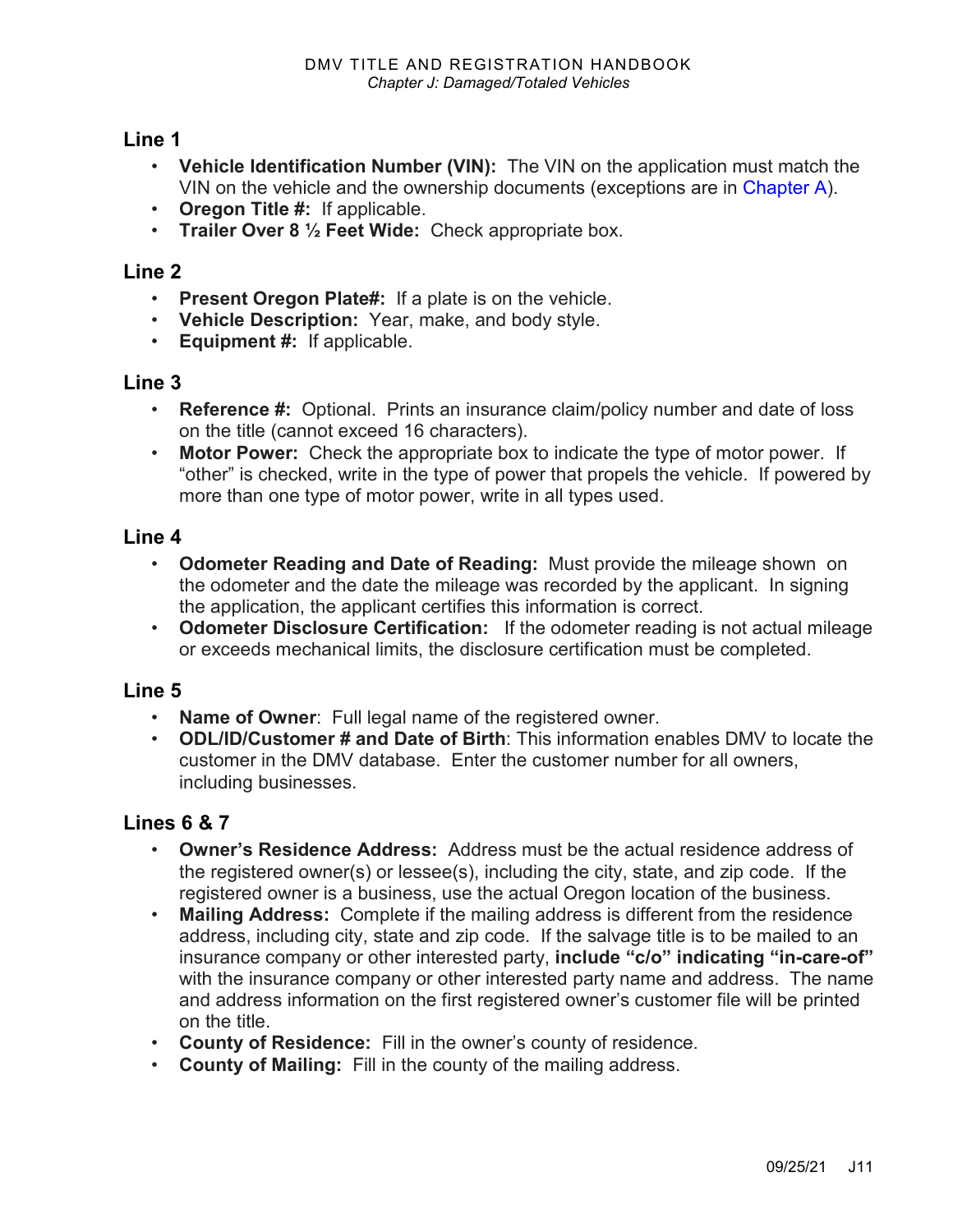## Line 1

- **Vehicle Identification Number (VIN):** The VIN on the application must match the VIN on the vehicle and the ownership documents (exceptions are in Chapter A).
- **Oregon Title #:** If applicable.
- **Trailer Over 8 ½ Feet Wide:** Check appropriate box.

## Line 2

- **Present Oregon Plate#:** If a plate is on the vehicle.
- **Vehicle Description:** Year, make, and body style.
- **Equipment #:** If applicable.

## Line 3

- **Reference #:** Optional. Prints an insurance claim/policy number and date of loss on the title (cannot exceed 16 characters).
- **Motor Power:** Check the appropriate box to indicate the type of motor power. If "other" is checked, write in the type of power that propels the vehicle. If powered by more than one type of motor power, write in all types used.

## Line 4

- **Odometer Reading and Date of Reading:** Must provide the mileage shown on the odometer and the date the mileage was recorded by the applicant. In signing the application, the applicant certifies this information is correct.
- **Odometer Disclosure Certification:** If the odometer reading is not actual mileage or exceeds mechanical limits, the disclosure certification must be completed.

## Line 5

- **Name of Owner**: Full legal name of the registered owner.
- **ODL/ID/Customer # and Date of Birth**: This information enables DMV to locate the customer in the DMV database. Enter the customer number for all owners, including businesses.

## Lines 6 & 7

- **Owner's Residence Address:** Address must be the actual residence address of the registered owner(s) or lessee(s), including the city, state, and zip code. If the registered owner is a business, use the actual Oregon location of the business.
- **Mailing Address:** Complete if the mailing address is different from the residence address, including city, state and zip code. If the salvage title is to be mailed to an insurance company or other interested party, **include "c/o" indicating "in-care-of"** with the insurance company or other interested party name and address. The name and address information on the first registered owner's customer file will be printed on the title.
- **County of Residence:** Fill in the owner's county of residence.
- **County of Mailing:** Fill in the county of the mailing address.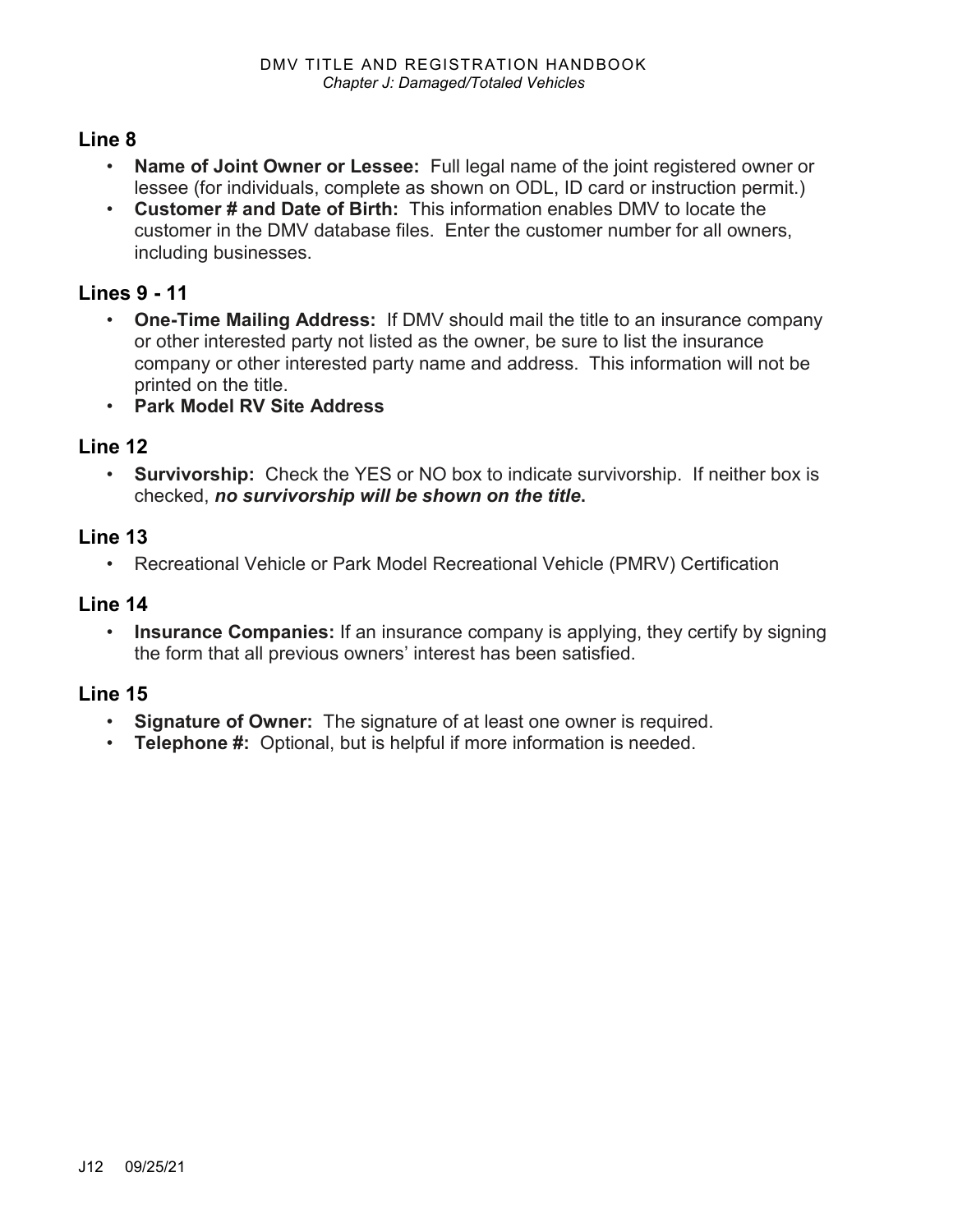## Line 8

- **Name of Joint Owner or Lessee:** Full legal name of the joint registered owner or lessee (for individuals, complete as shown on ODL, ID card or instruction permit.)
- **Customer # and Date of Birth:** This information enables DMV to locate the customer in the DMV database files. Enter the customer number for all owners, including businesses.

## Lines 9 - 11

- **One-Time Mailing Address:** If DMV should mail the title to an insurance company or other interested party not listed as the owner, be sure to list the insurance company or other interested party name and address. This information will not be printed on the title.
- **Park Model RV Site Address**

## Line 12

- **Survivorship:** Check the YES or NO box to indicate survivorship. If neither box is checked, ***no survivorship will be shown on the title*.**

## Line 13

- Recreational Vehicle or Park Model Recreational Vehicle (PMRV) Certification

## Line 14

- **Insurance Companies:** If an insurance company is applying, they certify by signing the form that all previous owners' interest has been satisfied.

## Line 15

- **Signature of Owner:** The signature of at least one owner is required.
- **Telephone #:** Optional, but is helpful if more information is needed.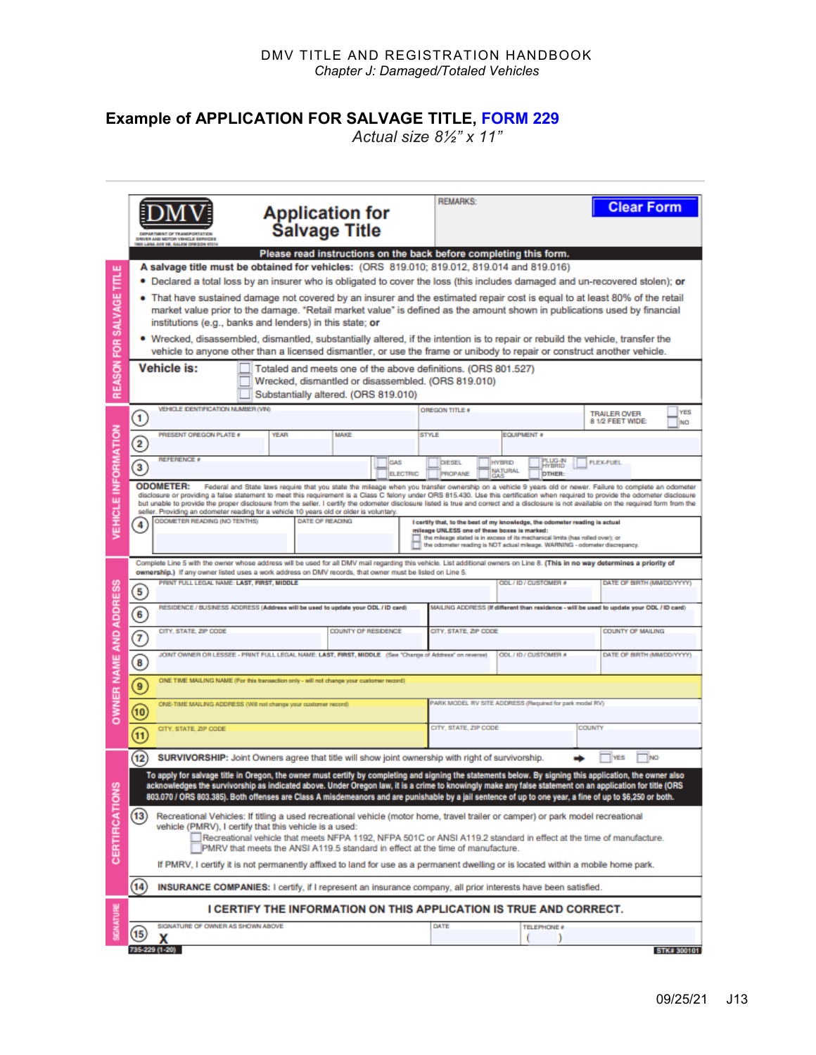DMV TITLE AND REGISTRATION HANDBOOK
*Chapter J: Damaged/Totaled Vehicles*

## Example of APPLICATION FOR SALVAGE TITLE, FORM 229

*Actual size 8½" x 11"*

**DMV** DEPARTMENT OF TRANSPORTATION DRIVER AND MOTOR VEHICLE SERVICES 1905 LANA AVE NE, SALEM OREGON 97314

# Application for Salvage Title

REMARKS:

Clear Form

**Please read instructions on the back before completing this form.**

**REASON FOR SALVAGE TITLE**

**A salvage title must be obtained for vehicles:** (ORS 819.010; 819.012, 819.014 and 819.016)

- Declared a total loss by an insurer who is obligated to cover the loss (this includes damaged and un-recovered stolen); **or**
- That have sustained damage not covered by an insurer and the estimated repair cost is equal to at least 80% of the retail market value prior to the damage. "Retail market value" is defined as the amount shown in publications used by financial institutions (e.g., banks and lenders) in this state; **or**
- Wrecked, disassembled, dismantled, substantially altered, if the intention is to repair or rebuild the vehicle, transfer the vehicle to anyone other than a licensed dismantler, or use the frame or unibody to repair or construct another vehicle.

**Vehicle is:**
- ☐ Totaled and meets one of the above definitions. (ORS 801.527)
- ☐ Wrecked, dismantled or disassembled. (ORS 819.010)
- ☐ Substantially altered. (ORS 819.010)

**VEHICLE INFORMATION**

1. VEHICLE IDENTIFICATION NUMBER (VIN) | OREGON TITLE # | TRAILER OVER 8 1/2 FEET WIDE: ☐ YES ☐ NO
2. PRESENT OREGON PLATE # | YEAR | MAKE | STYLE | EQUIPMENT #
3. REFERENCE # | ☐ GAS ☐ ELECTRIC ☐ DIESEL ☐ PROPANE ☐ HYBRID ☐ NATURAL GAS ☐ PLUG-IN HYBRID ☐ FLEX-FUEL OTHER:

**ODOMETER:** Federal and State laws require that you state the mileage when you transfer ownership on a vehicle 9 years old or newer. Failure to complete an odometer disclosure or providing a false statement to meet this requirement is a Class C felony under ORS 815.430. Use this certification when required to provide the odometer disclosure but unable to provide the proper disclosure from the seller. I certify the odometer disclosure listed is true and correct and a disclosure is not available on the required form from the seller. Providing an odometer reading for a vehicle 10 years old or older is voluntary.

4. ODOMETER READING (NO TENTHS) | DATE OF READING | **I certify that, to the best of my knowledge, the odometer reading is actual mileage UNLESS one of these boxes is marked:**
   - ☐ the mileage stated is in excess of its mechanical limits (has rolled over); or
   - ☐ the odometer reading is NOT actual mileage. WARNING - odometer discrepancy.

**OWNER NAME AND ADDRESS**

Complete Line 5 with the owner whose address will be used for all DMV mail regarding this vehicle. List additional owners on Line 8. **(This in no way determines a priority of ownership.)** If any owner listed uses a work address on DMV records, that owner must be listed on Line 5.

5. PRINT FULL LEGAL NAME: **LAST, FIRST, MIDDLE** | ODL / ID / CUSTOMER # | DATE OF BIRTH (MM/DD/YYYY)
6. RESIDENCE / BUSINESS ADDRESS **(Address will be used to update your ODL / ID card)** | MAILING ADDRESS **(If different than residence - will be used to update your ODL / ID card)**
7. CITY, STATE, ZIP CODE | COUNTY OF RESIDENCE | CITY, STATE, ZIP CODE | COUNTY OF MAILING
8. JOINT OWNER OR LESSEE - PRINT FULL LEGAL NAME: **LAST, FIRST, MIDDLE** (See "Change of Address" on reverse) | ODL / ID / CUSTOMER # | DATE OF BIRTH (MM/DD/YYYY)
9. ONE TIME MAILING NAME (For this transaction only - will not change your customer record)
10. ONE-TIME MAILING ADDRESS (Will not change your customer record) | PARK MODEL RV SITE ADDRESS (Required for park model RV)
11. CITY, STATE, ZIP CODE | CITY, STATE, ZIP CODE | COUNTY

**CERTIFICATIONS**

12. **SURVIVORSHIP:** Joint Owners agree that title will show joint ownership with right of survivorship. ➔ ☐ YES ☐ NO

**To apply for salvage title in Oregon, the owner must certify by completing and signing the statements below. By signing this application, the owner also acknowledges the survivorship as indicated above. Under Oregon law, it is a crime to knowingly make any false statement on an application for title (ORS 803.070 / ORS 803.385). Both offenses are Class A misdemeanors and are punishable by a jail sentence of up to one year, a fine of up to $6,250 or both.**

13. Recreational Vehicles: If titling a used recreational vehicle (motor home, travel trailer or camper) or park model recreational vehicle (PMRV), I certify that this vehicle is a used:
    - ☐ Recreational vehicle that meets NFPA 1192, NFPA 501C or ANSI A119.2 standard in effect at the time of manufacture.
    - ☐ PMRV that meets the ANSI A119.5 standard in effect at the time of manufacture.

    If PMRV, I certify it is not permanently affixed to land for use as a permanent dwelling or is located within a mobile home park.

14. **INSURANCE COMPANIES:** I certify, if I represent an insurance company, all prior interests have been satisfied.

**SIGNATURE**

**I CERTIFY THE INFORMATION ON THIS APPLICATION IS TRUE AND CORRECT.**

15. SIGNATURE OF OWNER AS SHOWN ABOVE **X** | DATE | TELEPHONE # ( )

735-229 (1-20) STK# 300101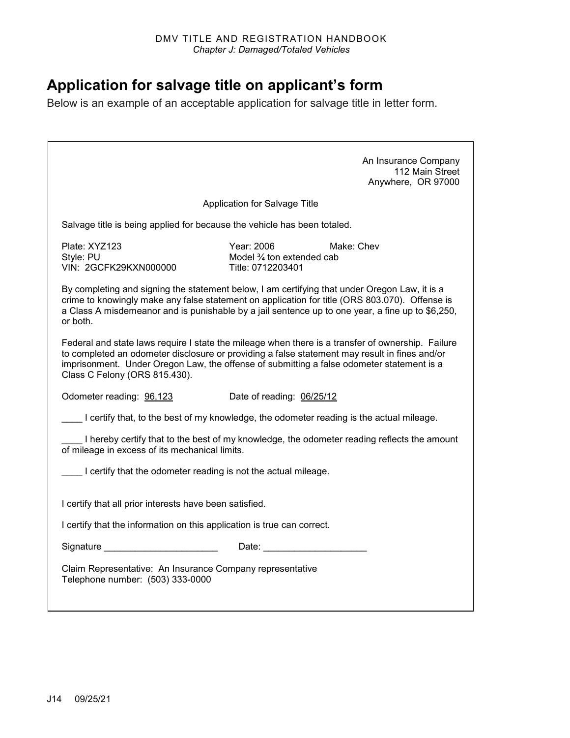## Application for salvage title on applicant's form

Below is an example of an acceptable application for salvage title in letter form.

An Insurance Company
112 Main Street
Anywhere, OR 97000

Application for Salvage Title

Salvage title is being applied for because the vehicle has been totaled.

Plate: XYZ123
Year: 2006
Make: Chev
Style: PU
Model ¾ ton extended cab
VIN: 2GCFK29KXN000000
Title: 0712203401

By completing and signing the statement below, I am certifying that under Oregon Law, it is a crime to knowingly make any false statement on application for title (ORS 803.070). Offense is a Class A misdemeanor and is punishable by a jail sentence up to one year, a fine up to $6,250, or both.

Federal and state laws require I state the mileage when there is a transfer of ownership. Failure to completed an odometer disclosure or providing a false statement may result in fines and/or imprisonment. Under Oregon Law, the offense of submitting a false odometer statement is a Class C Felony (ORS 815.430).

Odometer reading: 96,123 Date of reading: 06/25/12

____ I certify that, to the best of my knowledge, the odometer reading is the actual mileage.

____ I hereby certify that to the best of my knowledge, the odometer reading reflects the amount of mileage in excess of its mechanical limits.

____ I certify that the odometer reading is not the actual mileage.

I certify that all prior interests have been satisfied.

I certify that the information on this application is true can correct.

Signature ______________________ Date: ____________________

Claim Representative: An Insurance Company representative
Telephone number: (503) 333-0000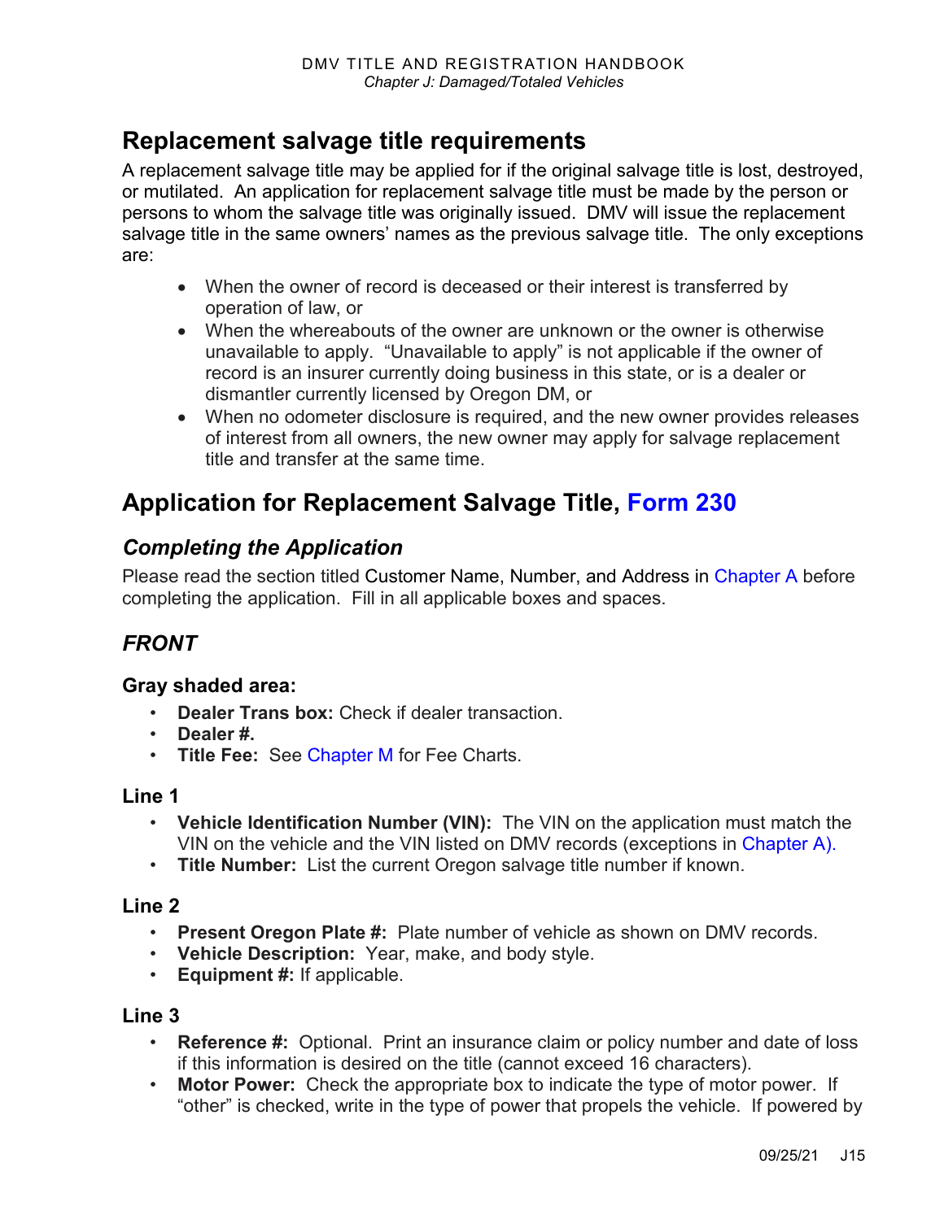## Replacement salvage title requirements

A replacement salvage title may be applied for if the original salvage title is lost, destroyed, or mutilated. An application for replacement salvage title must be made by the person or persons to whom the salvage title was originally issued. DMV will issue the replacement salvage title in the same owners' names as the previous salvage title. The only exceptions are:

- When the owner of record is deceased or their interest is transferred by operation of law, or
- When the whereabouts of the owner are unknown or the owner is otherwise unavailable to apply. "Unavailable to apply" is not applicable if the owner of record is an insurer currently doing business in this state, or is a dealer or dismantler currently licensed by Oregon DM, or
- When no odometer disclosure is required, and the new owner provides releases of interest from all owners, the new owner may apply for salvage replacement title and transfer at the same time.

## Application for Replacement Salvage Title, Form 230

### *Completing the Application*

Please read the section titled Customer Name, Number, and Address in Chapter A before completing the application. Fill in all applicable boxes and spaces.

### *FRONT*

#### Gray shaded area:

- **Dealer Trans box:** Check if dealer transaction.
- **Dealer #.**
- **Title Fee:** See Chapter M for Fee Charts.

#### Line 1

- **Vehicle Identification Number (VIN):** The VIN on the application must match the VIN on the vehicle and the VIN listed on DMV records (exceptions in Chapter A).
- **Title Number:** List the current Oregon salvage title number if known.

#### Line 2

- **Present Oregon Plate #:** Plate number of vehicle as shown on DMV records.
- **Vehicle Description:** Year, make, and body style.
- **Equipment #:** If applicable.

#### Line 3

- **Reference #:** Optional. Print an insurance claim or policy number and date of loss if this information is desired on the title (cannot exceed 16 characters).
- **Motor Power:** Check the appropriate box to indicate the type of motor power. If "other" is checked, write in the type of power that propels the vehicle. If powered by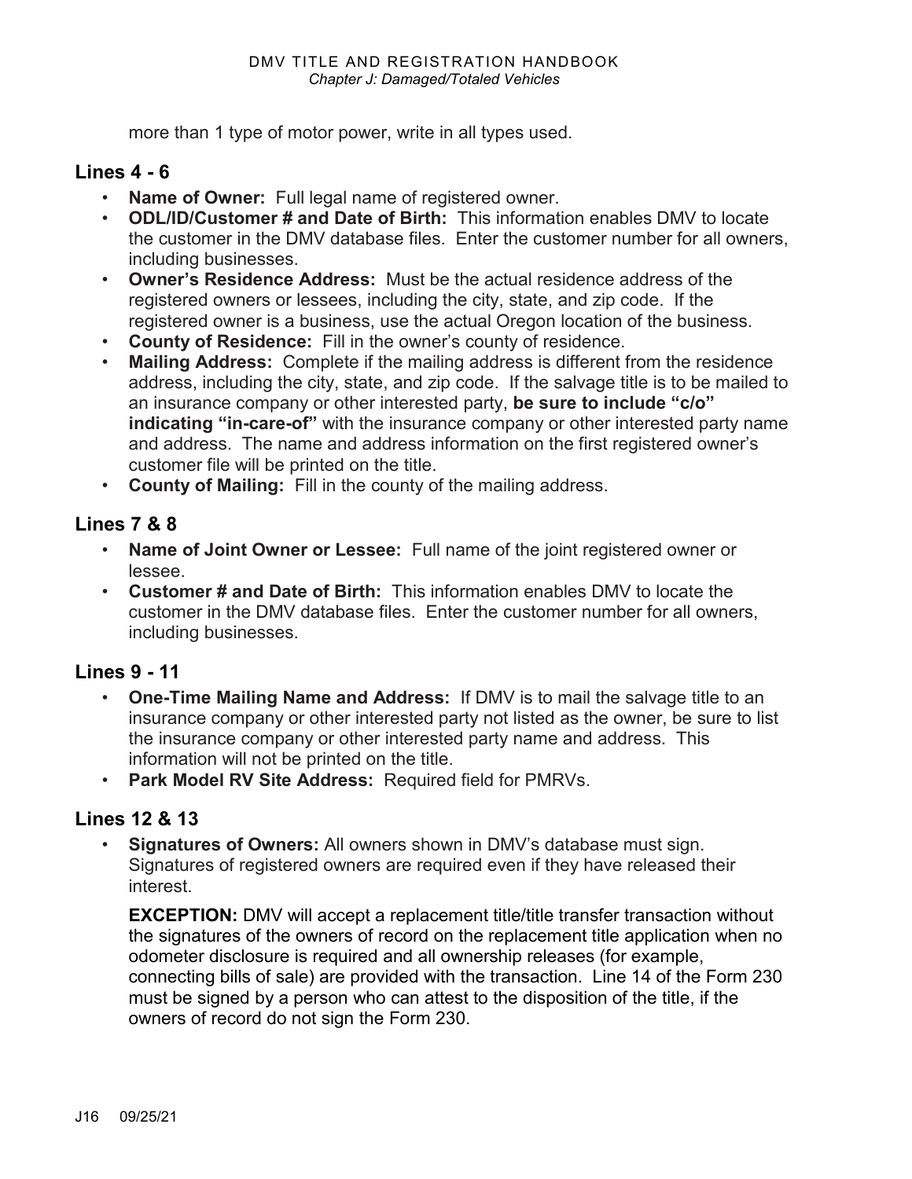more than 1 type of motor power, write in all types used.

## Lines 4 - 6

- **Name of Owner:** Full legal name of registered owner.
- **ODL/ID/Customer # and Date of Birth:** This information enables DMV to locate the customer in the DMV database files. Enter the customer number for all owners, including businesses.
- **Owner's Residence Address:** Must be the actual residence address of the registered owners or lessees, including the city, state, and zip code. If the registered owner is a business, use the actual Oregon location of the business.
- **County of Residence:** Fill in the owner's county of residence.
- **Mailing Address:** Complete if the mailing address is different from the residence address, including the city, state, and zip code. If the salvage title is to be mailed to an insurance company or other interested party, **be sure to include "c/o" indicating "in-care-of"** with the insurance company or other interested party name and address. The name and address information on the first registered owner's customer file will be printed on the title.
- **County of Mailing:** Fill in the county of the mailing address.

## Lines 7 & 8

- **Name of Joint Owner or Lessee:** Full name of the joint registered owner or lessee.
- **Customer # and Date of Birth:** This information enables DMV to locate the customer in the DMV database files. Enter the customer number for all owners, including businesses.

## Lines 9 - 11

- **One-Time Mailing Name and Address:** If DMV is to mail the salvage title to an insurance company or other interested party not listed as the owner, be sure to list the insurance company or other interested party name and address. This information will not be printed on the title.
- **Park Model RV Site Address:** Required field for PMRVs.

## Lines 12 & 13

- **Signatures of Owners:** All owners shown in DMV's database must sign. Signatures of registered owners are required even if they have released their interest.

  **EXCEPTION:** DMV will accept a replacement title/title transfer transaction without the signatures of the owners of record on the replacement title application when no odometer disclosure is required and all ownership releases (for example, connecting bills of sale) are provided with the transaction. Line 14 of the Form 230 must be signed by a person who can attest to the disposition of the title, if the owners of record do not sign the Form 230.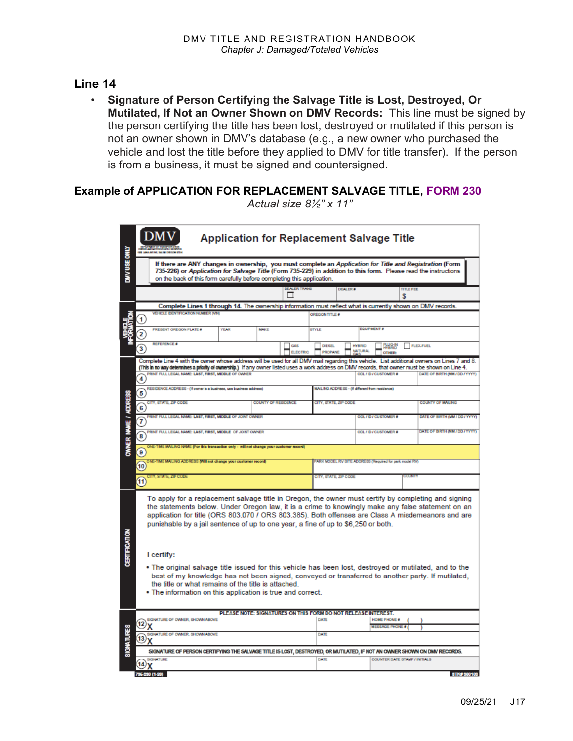## Line 14

- **Signature of Person Certifying the Salvage Title is Lost, Destroyed, Or Mutilated, If Not an Owner Shown on DMV Records:** This line must be signed by the person certifying the title has been lost, destroyed or mutilated if this person is not an owner shown in DMV's database (e.g., a new owner who purchased the vehicle and lost the title before they applied to DMV for title transfer). If the person is from a business, it must be signed and countersigned.

## Example of APPLICATION FOR REPLACEMENT SALVAGE TITLE, FORM 230

*Actual size 8½" x 11"*

**DMV** — DEPARTMENT OF TRANSPORTATION, DRIVER AND MOTOR VEHICLE SERVICES

# Application for Replacement Salvage Title

DMV USE ONLY

If there are ANY changes in ownership, you must complete an *Application for Title and Registration* (Form 735-226) or *Application for Salvage Title* (Form 735-229) in addition to this form. Please read the instructions on the back of this form carefully before completing this application.

DEALER TRANS ☐ | DEALER # | TITLE FEE $

**VEHICLE INFORMATION**

**Complete Lines 1 through 14.** The ownership information must reflect what is currently shown on DMV records.

1. VEHICLE IDENTIFICATION NUMBER (VIN) | OREGON TITLE #
2. PRESENT OREGON PLATE # | YEAR | MAKE | STYLE | EQUIPMENT #
3. REFERENCE # | ☐ GAS ☐ ELECTRIC ☐ DIESEL ☐ PROPANE ☐ HYBRID ☐ NATURAL GAS ☐ PLUG-IN HYBRID ☐ OTHER: ☐ FLEX-FUEL

**OWNER NAME / ADDRESS**

Complete Line 4 with the owner whose address will be used for all DMV mail regarding this vehicle. List additional owners on Lines 7 and 8. (**This in no way determines a priority of ownership.**) If any owner listed uses a work address on DMV records, that owner must be shown on Line 4.

4. PRINT FULL LEGAL NAME: **LAST, FIRST, MIDDLE** OF OWNER | ODL / ID / CUSTOMER # | DATE OF BIRTH (MM / DD / YYYY)
5. RESIDENCE ADDRESS - (If owner is a business, use business address) | MAILING ADDRESS - (If different from residence)
6. CITY, STATE, ZIP CODE | COUNTY OF RESIDENCE | CITY, STATE, ZIP CODE | COUNTY OF MAILING
7. PRINT FULL LEGAL NAME: **LAST, FIRST, MIDDLE** OF JOINT OWNER | ODL / ID / CUSTOMER # | DATE OF BIRTH (MM / DD / YYYY)
8. PRINT FULL LEGAL NAME: **LAST, FIRST, MIDDLE** OF JOINT OWNER | ODL / ID / CUSTOMER # | DATE OF BIRTH (MM / DD / YYYY)
9. ONE-TIME MAILING NAME (For this transaction only - will not change your customer record)
10. ONE-TIME MAILING ADDRESS (Will not change your customer record) | PARK MODEL RV SITE ADDRESS (Required for park model RV)
11. CITY, STATE, ZIP CODE | CITY, STATE, ZIP CODE | COUNTY

**CERTIFICATION**

To apply for a replacement salvage title in Oregon, the owner must certify by completing and signing the statements below. Under Oregon law, it is a crime to knowingly make any false statement on an application for title (ORS 803.070 / ORS 803.385). Both offenses are Class A misdemeanors and are punishable by a jail sentence of up to one year, a fine of up to $6,250 or both.

I certify:

- The original salvage title issued for this vehicle has been lost, destroyed or mutilated, and to the best of my knowledge has not been signed, conveyed or transferred to another party. If mutilated, the title or what remains of the title is attached.
- The information on this application is true and correct.

**SIGNATURES**

**PLEASE NOTE: SIGNATURES ON THIS FORM DO NOT RELEASE INTEREST.**

12. SIGNATURE OF OWNER, SHOWN ABOVE X | DATE | HOME PHONE # ( ) | MESSAGE PHONE # ( )
13. SIGNATURE OF OWNER, SHOWN ABOVE X | DATE

**SIGNATURE OF PERSON CERTIFYING THE SALVAGE TITLE IS LOST, DESTROYED, OR MUTILATED, IF NOT AN OWNER SHOWN ON DMV RECORDS.**

14. SIGNATURE X | DATE | COUNTER DATE STAMP / INITIALS

735-230 (1-20) — STK# 300103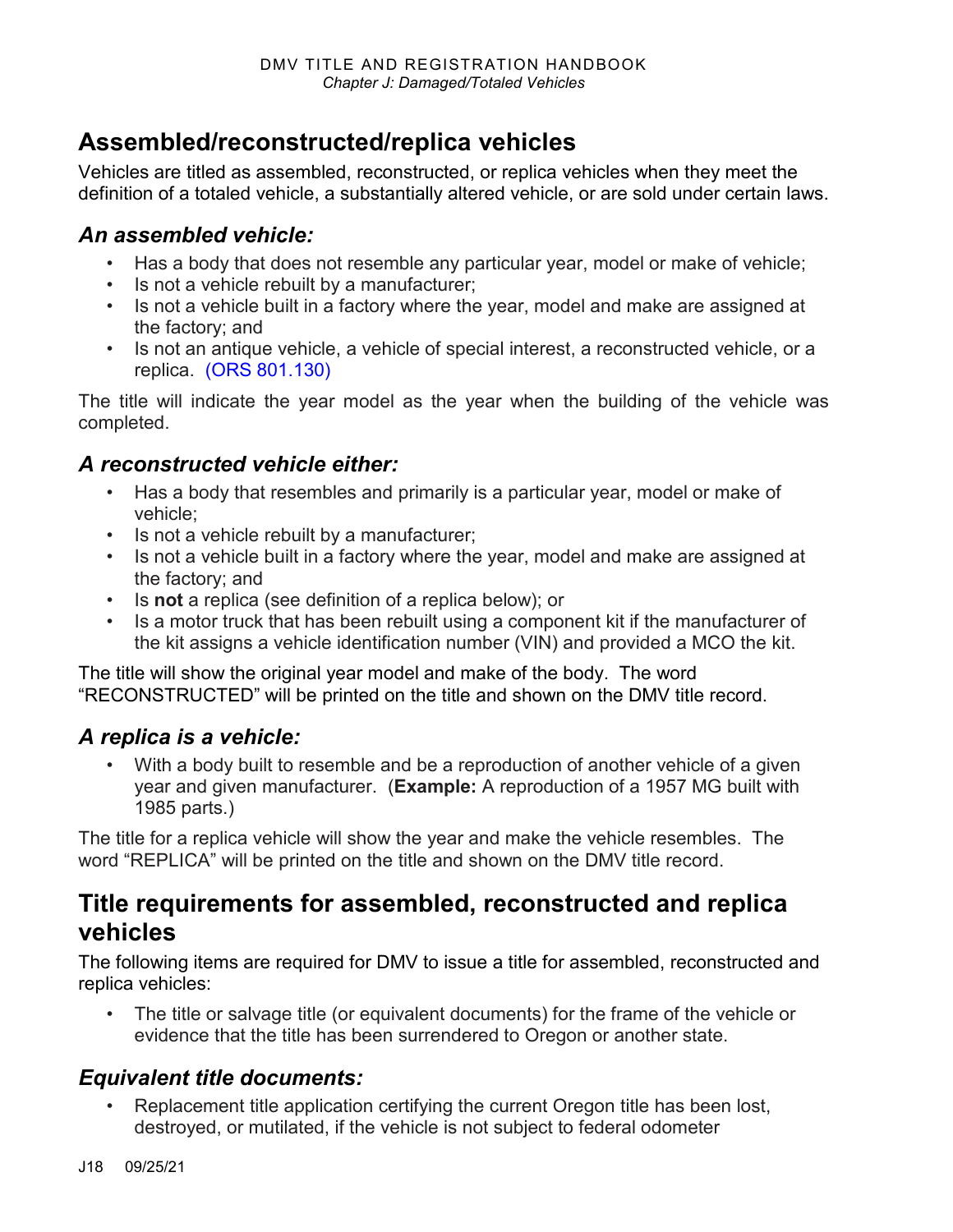## Assembled/reconstructed/replica vehicles

Vehicles are titled as assembled, reconstructed, or replica vehicles when they meet the definition of a totaled vehicle, a substantially altered vehicle, or are sold under certain laws.

### *An assembled vehicle:*

- Has a body that does not resemble any particular year, model or make of vehicle;
- Is not a vehicle rebuilt by a manufacturer;
- Is not a vehicle built in a factory where the year, model and make are assigned at the factory; and
- Is not an antique vehicle, a vehicle of special interest, a reconstructed vehicle, or a replica. (ORS 801.130)

The title will indicate the year model as the year when the building of the vehicle was completed.

### *A reconstructed vehicle either:*

- Has a body that resembles and primarily is a particular year, model or make of vehicle;
- Is not a vehicle rebuilt by a manufacturer;
- Is not a vehicle built in a factory where the year, model and make are assigned at the factory; and
- Is **not** a replica (see definition of a replica below); or
- Is a motor truck that has been rebuilt using a component kit if the manufacturer of the kit assigns a vehicle identification number (VIN) and provided a MCO the kit.

The title will show the original year model and make of the body. The word "RECONSTRUCTED" will be printed on the title and shown on the DMV title record.

### *A replica is a vehicle:*

- With a body built to resemble and be a reproduction of another vehicle of a given year and given manufacturer. (**Example:** A reproduction of a 1957 MG built with 1985 parts.)

The title for a replica vehicle will show the year and make the vehicle resembles. The word "REPLICA" will be printed on the title and shown on the DMV title record.

## Title requirements for assembled, reconstructed and replica vehicles

The following items are required for DMV to issue a title for assembled, reconstructed and replica vehicles:

- The title or salvage title (or equivalent documents) for the frame of the vehicle or evidence that the title has been surrendered to Oregon or another state.

### *Equivalent title documents:*

- Replacement title application certifying the current Oregon title has been lost, destroyed, or mutilated, if the vehicle is not subject to federal odometer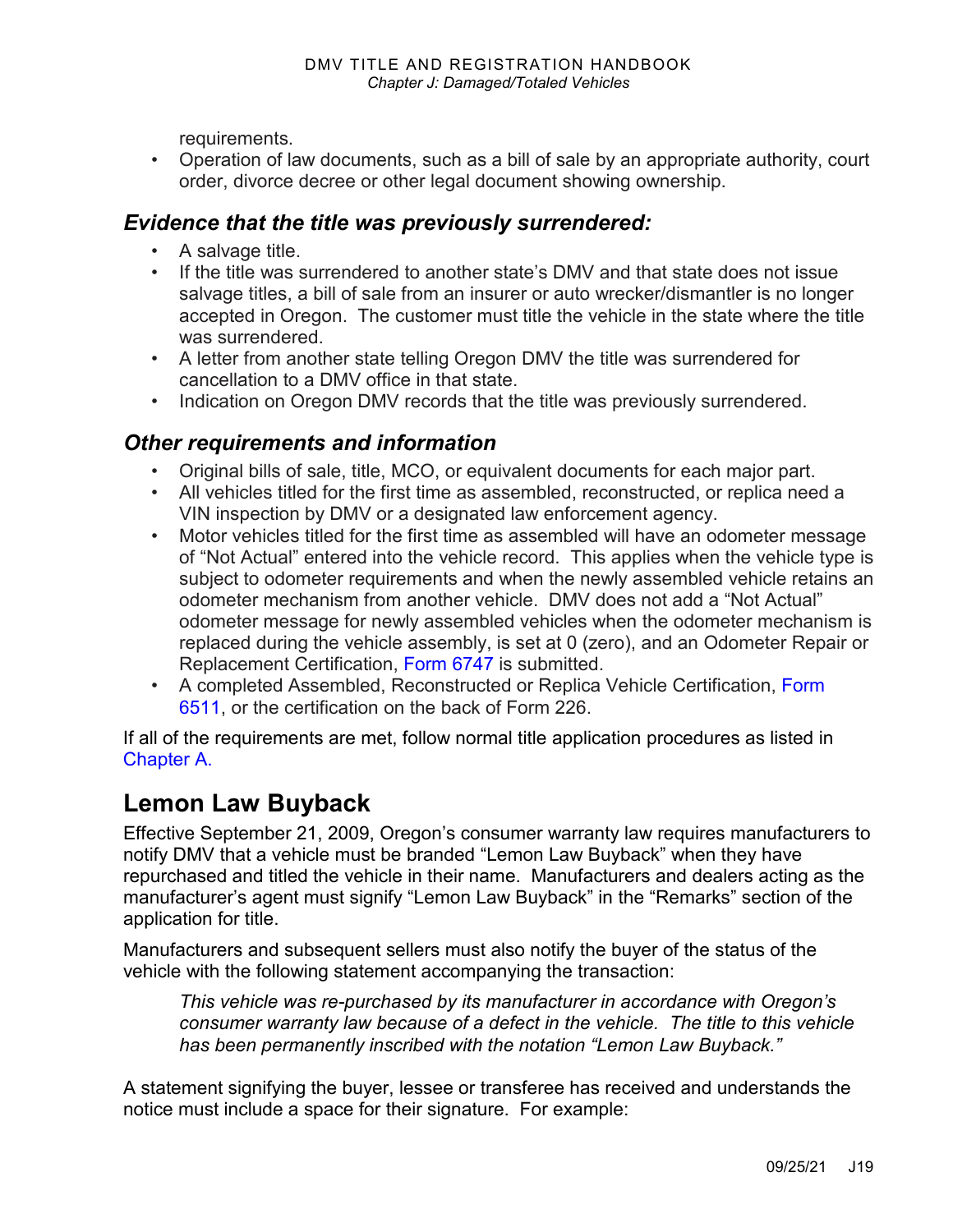requirements.

- Operation of law documents, such as a bill of sale by an appropriate authority, court order, divorce decree or other legal document showing ownership.

### *Evidence that the title was previously surrendered:*

- A salvage title.
- If the title was surrendered to another state's DMV and that state does not issue salvage titles, a bill of sale from an insurer or auto wrecker/dismantler is no longer accepted in Oregon. The customer must title the vehicle in the state where the title was surrendered.
- A letter from another state telling Oregon DMV the title was surrendered for cancellation to a DMV office in that state.
- Indication on Oregon DMV records that the title was previously surrendered.

### *Other requirements and information*

- Original bills of sale, title, MCO, or equivalent documents for each major part.
- All vehicles titled for the first time as assembled, reconstructed, or replica need a VIN inspection by DMV or a designated law enforcement agency.
- Motor vehicles titled for the first time as assembled will have an odometer message of "Not Actual" entered into the vehicle record. This applies when the vehicle type is subject to odometer requirements and when the newly assembled vehicle retains an odometer mechanism from another vehicle. DMV does not add a "Not Actual" odometer message for newly assembled vehicles when the odometer mechanism is replaced during the vehicle assembly, is set at 0 (zero), and an Odometer Repair or Replacement Certification, Form 6747 is submitted.
- A completed Assembled, Reconstructed or Replica Vehicle Certification, Form 6511, or the certification on the back of Form 226.

If all of the requirements are met, follow normal title application procedures as listed in Chapter A.

## Lemon Law Buyback

Effective September 21, 2009, Oregon's consumer warranty law requires manufacturers to notify DMV that a vehicle must be branded "Lemon Law Buyback" when they have repurchased and titled the vehicle in their name. Manufacturers and dealers acting as the manufacturer's agent must signify "Lemon Law Buyback" in the "Remarks" section of the application for title.

Manufacturers and subsequent sellers must also notify the buyer of the status of the vehicle with the following statement accompanying the transaction:

> *This vehicle was re-purchased by its manufacturer in accordance with Oregon's consumer warranty law because of a defect in the vehicle. The title to this vehicle has been permanently inscribed with the notation "Lemon Law Buyback."*

A statement signifying the buyer, lessee or transferee has received and understands the notice must include a space for their signature. For example: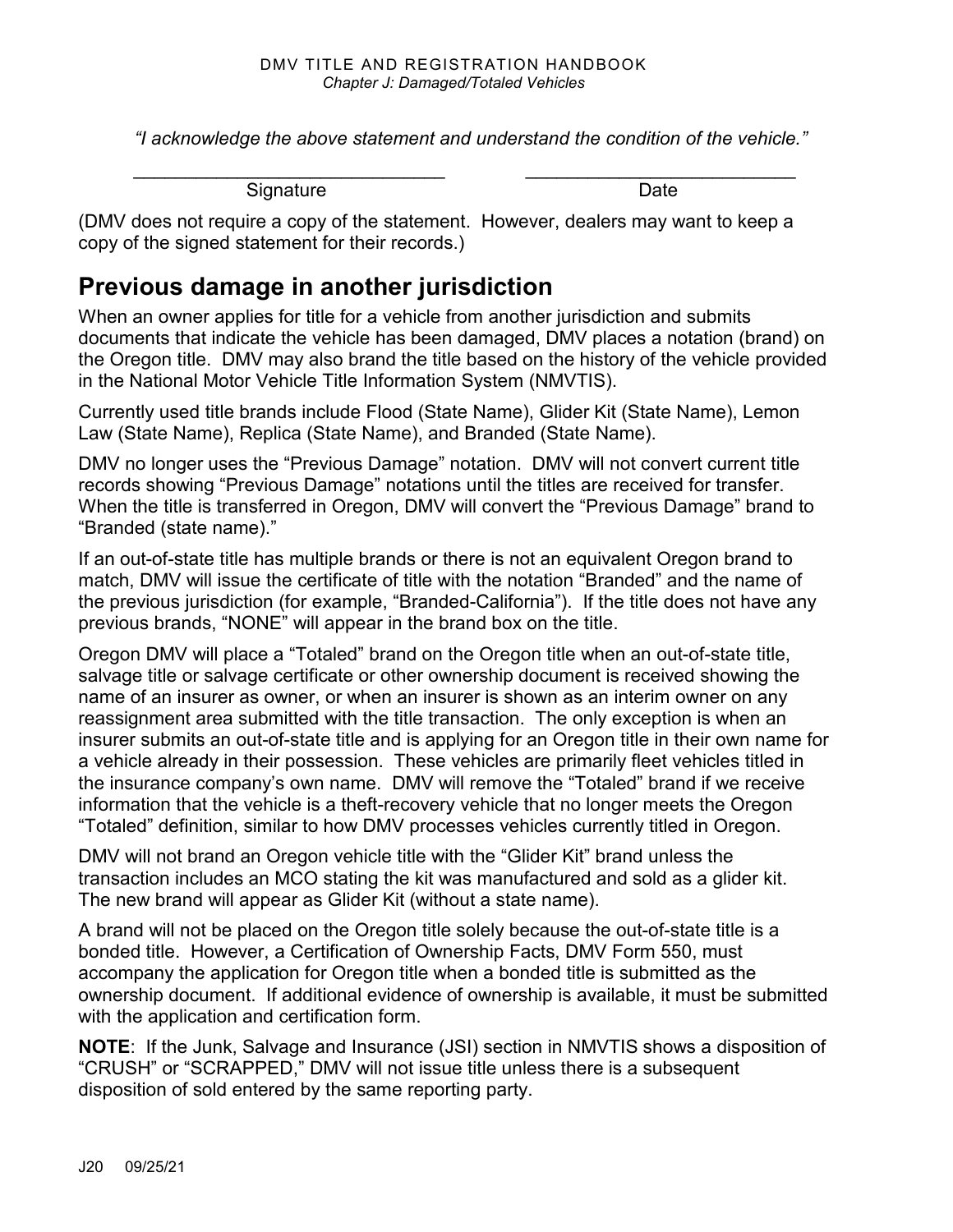*"I acknowledge the above statement and understand the condition of the vehicle."*

_______________________________ Signature

___________________________ Date

(DMV does not require a copy of the statement. However, dealers may want to keep a copy of the signed statement for their records.)

## Previous damage in another jurisdiction

When an owner applies for title for a vehicle from another jurisdiction and submits documents that indicate the vehicle has been damaged, DMV places a notation (brand) on the Oregon title. DMV may also brand the title based on the history of the vehicle provided in the National Motor Vehicle Title Information System (NMVTIS).

Currently used title brands include Flood (State Name), Glider Kit (State Name), Lemon Law (State Name), Replica (State Name), and Branded (State Name).

DMV no longer uses the "Previous Damage" notation. DMV will not convert current title records showing "Previous Damage" notations until the titles are received for transfer. When the title is transferred in Oregon, DMV will convert the "Previous Damage" brand to "Branded (state name)."

If an out-of-state title has multiple brands or there is not an equivalent Oregon brand to match, DMV will issue the certificate of title with the notation "Branded" and the name of the previous jurisdiction (for example, "Branded-California"). If the title does not have any previous brands, "NONE" will appear in the brand box on the title.

Oregon DMV will place a "Totaled" brand on the Oregon title when an out-of-state title, salvage title or salvage certificate or other ownership document is received showing the name of an insurer as owner, or when an insurer is shown as an interim owner on any reassignment area submitted with the title transaction. The only exception is when an insurer submits an out-of-state title and is applying for an Oregon title in their own name for a vehicle already in their possession. These vehicles are primarily fleet vehicles titled in the insurance company's own name. DMV will remove the "Totaled" brand if we receive information that the vehicle is a theft-recovery vehicle that no longer meets the Oregon "Totaled" definition, similar to how DMV processes vehicles currently titled in Oregon.

DMV will not brand an Oregon vehicle title with the "Glider Kit" brand unless the transaction includes an MCO stating the kit was manufactured and sold as a glider kit. The new brand will appear as Glider Kit (without a state name).

A brand will not be placed on the Oregon title solely because the out-of-state title is a bonded title. However, a Certification of Ownership Facts, DMV Form 550, must accompany the application for Oregon title when a bonded title is submitted as the ownership document. If additional evidence of ownership is available, it must be submitted with the application and certification form.

**NOTE**: If the Junk, Salvage and Insurance (JSI) section in NMVTIS shows a disposition of "CRUSH" or "SCRAPPED," DMV will not issue title unless there is a subsequent disposition of sold entered by the same reporting party.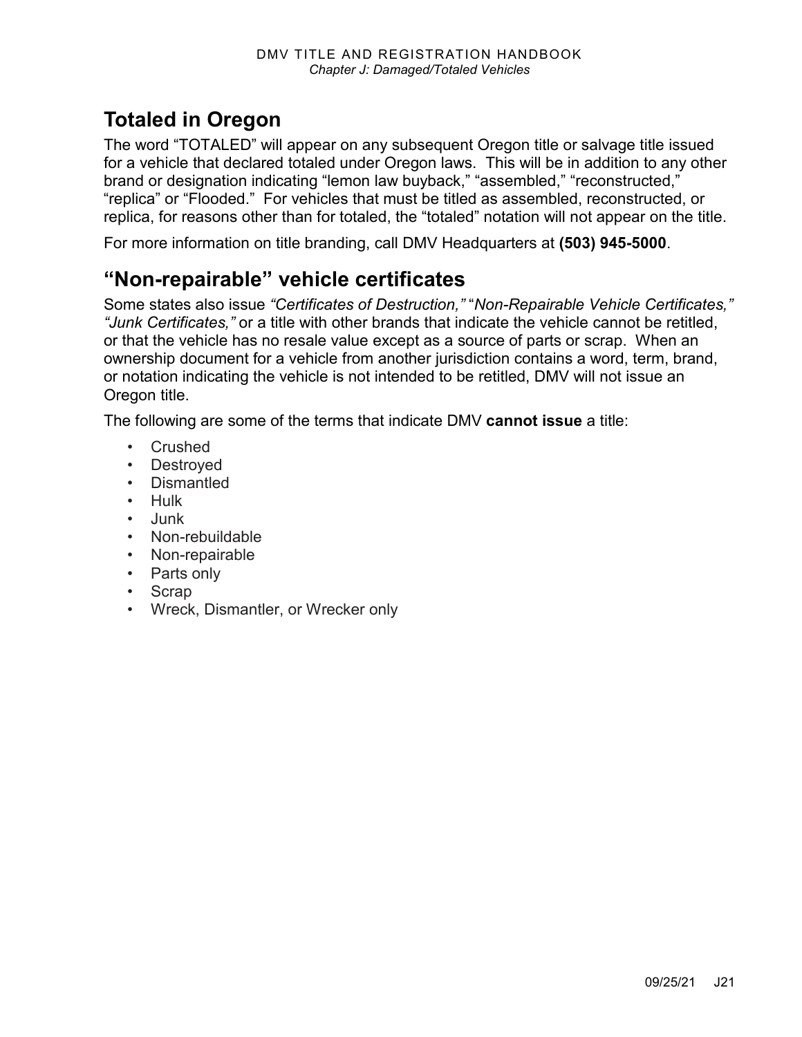## Totaled in Oregon

The word "TOTALED" will appear on any subsequent Oregon title or salvage title issued for a vehicle that declared totaled under Oregon laws. This will be in addition to any other brand or designation indicating "lemon law buyback," "assembled," "reconstructed," "replica" or "Flooded." For vehicles that must be titled as assembled, reconstructed, or replica, for reasons other than for totaled, the "totaled" notation will not appear on the title.

For more information on title branding, call DMV Headquarters at **(503) 945-5000**.

## "Non-repairable" vehicle certificates

Some states also issue *"Certificates of Destruction,"* "*Non-Repairable Vehicle Certificates," "Junk Certificates,"* or a title with other brands that indicate the vehicle cannot be retitled, or that the vehicle has no resale value except as a source of parts or scrap. When an ownership document for a vehicle from another jurisdiction contains a word, term, brand, or notation indicating the vehicle is not intended to be retitled, DMV will not issue an Oregon title.

The following are some of the terms that indicate DMV **cannot issue** a title:

- Crushed
- Destroyed
- Dismantled
- Hulk
- Junk
- Non-rebuildable
- Non-repairable
- Parts only
- Scrap
- Wreck, Dismantler, or Wrecker only